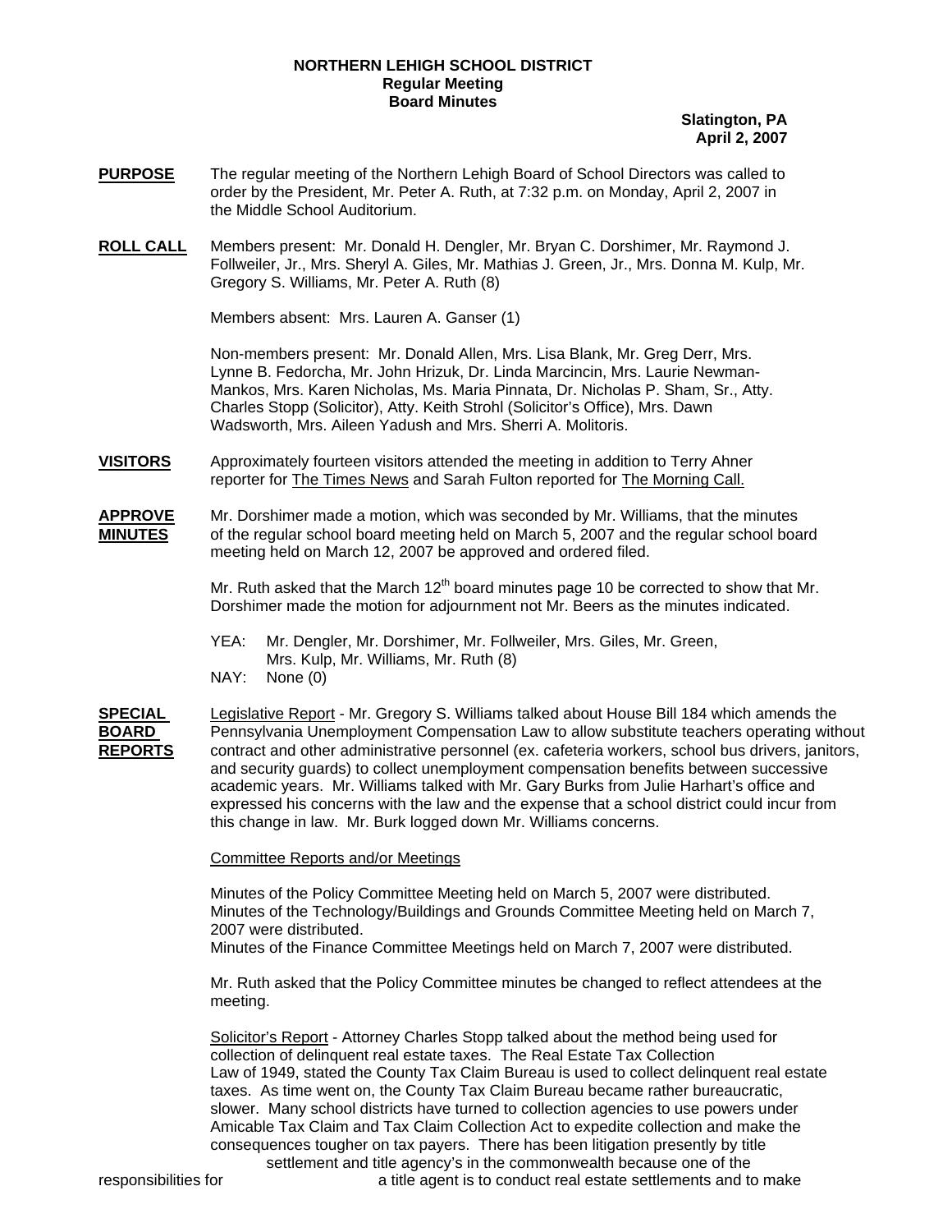**NORTHERN LEHIGH SCHOOL DISTRICT**
**Regular Meeting**
**Board Minutes**

**Slatington, PA**
**April 2, 2007**

**PURPOSE** The regular meeting of the Northern Lehigh Board of School Directors was called to order by the President, Mr. Peter A. Ruth, at 7:32 p.m. on Monday, April 2, 2007 in the Middle School Auditorium.

**ROLL CALL** Members present: Mr. Donald H. Dengler, Mr. Bryan C. Dorshimer, Mr. Raymond J. Follweiler, Jr., Mrs. Sheryl A. Giles, Mr. Mathias J. Green, Jr., Mrs. Donna M. Kulp, Mr. Gregory S. Williams, Mr. Peter A. Ruth (8)

Members absent: Mrs. Lauren A. Ganser (1)

Non-members present: Mr. Donald Allen, Mrs. Lisa Blank, Mr. Greg Derr, Mrs. Lynne B. Fedorcha, Mr. John Hrizuk, Dr. Linda Marcincin, Mrs. Laurie Newman-Mankos, Mrs. Karen Nicholas, Ms. Maria Pinnata, Dr. Nicholas P. Sham, Sr., Atty. Charles Stopp (Solicitor), Atty. Keith Strohl (Solicitor's Office), Mrs. Dawn Wadsworth, Mrs. Aileen Yadush and Mrs. Sherri A. Molitoris.

**VISITORS** Approximately fourteen visitors attended the meeting in addition to Terry Ahner reporter for The Times News and Sarah Fulton reported for The Morning Call.

**APPROVE MINUTES** Mr. Dorshimer made a motion, which was seconded by Mr. Williams, that the minutes of the regular school board meeting held on March 5, 2007 and the regular school board meeting held on March 12, 2007 be approved and ordered filed.

Mr. Ruth asked that the March 12th board minutes page 10 be corrected to show that Mr. Dorshimer made the motion for adjournment not Mr. Beers as the minutes indicated.

YEA: Mr. Dengler, Mr. Dorshimer, Mr. Follweiler, Mrs. Giles, Mr. Green, Mrs. Kulp, Mr. Williams, Mr. Ruth (8)
NAY: None (0)

**SPECIAL BOARD REPORTS** Legislative Report - Mr. Gregory S. Williams talked about House Bill 184 which amends the Pennsylvania Unemployment Compensation Law to allow substitute teachers operating without contract and other administrative personnel (ex. cafeteria workers, school bus drivers, janitors, and security guards) to collect unemployment compensation benefits between successive academic years. Mr. Williams talked with Mr. Gary Burks from Julie Harhart's office and expressed his concerns with the law and the expense that a school district could incur from this change in law. Mr. Burk logged down Mr. Williams concerns.

Committee Reports and/or Meetings

Minutes of the Policy Committee Meeting held on March 5, 2007 were distributed.
Minutes of the Technology/Buildings and Grounds Committee Meeting held on March 7, 2007 were distributed.
Minutes of the Finance Committee Meetings held on March 7, 2007 were distributed.

Mr. Ruth asked that the Policy Committee minutes be changed to reflect attendees at the meeting.

Solicitor's Report - Attorney Charles Stopp talked about the method being used for collection of delinquent real estate taxes. The Real Estate Tax Collection Law of 1949, stated the County Tax Claim Bureau is used to collect delinquent real estate taxes. As time went on, the County Tax Claim Bureau became rather bureaucratic, slower. Many school districts have turned to collection agencies to use powers under Amicable Tax Claim and Tax Claim Collection Act to expedite collection and make the consequences tougher on tax payers. There has been litigation presently by title settlement and title agency's in the commonwealth because one of the responsibilities for a title agent is to conduct real estate settlements and to make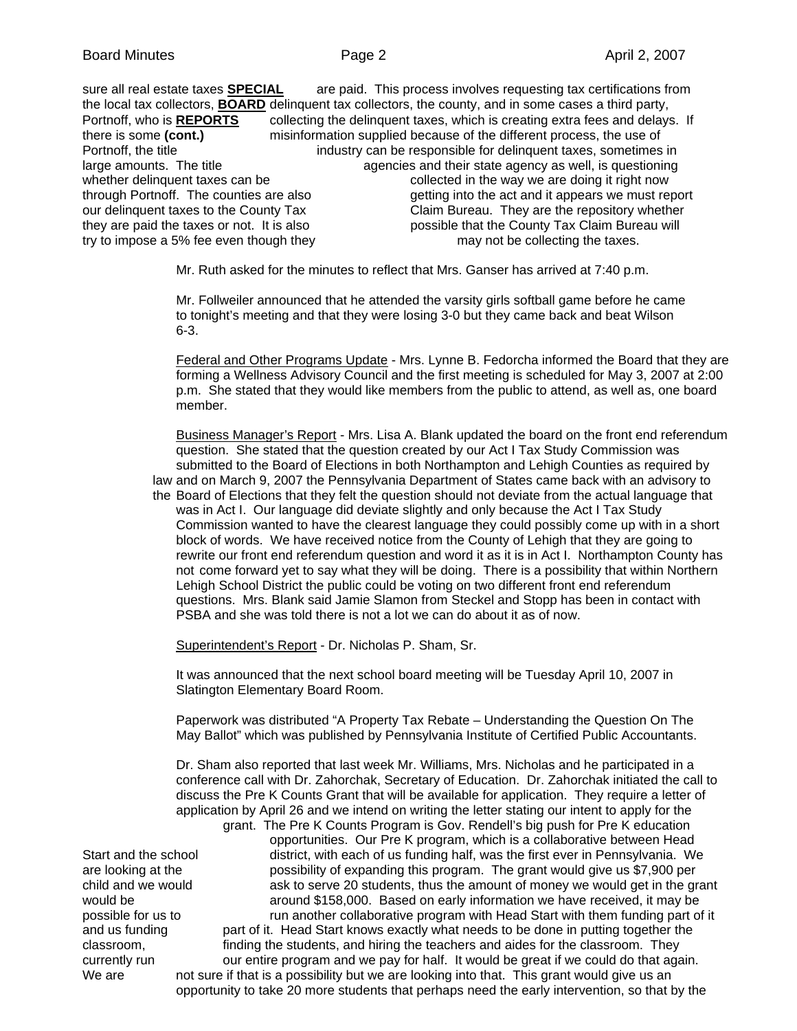**SPECIAL BOARD REPORTS (cont.)**

sure all real estate taxes are paid. This process involves requesting tax certifications from the local tax collectors, delinquent tax collectors, the county, and in some cases a third party, Portnoff, who is collecting the delinquent taxes, which is creating extra fees and delays. If there is some misinformation supplied because of the different process, the use of Portnoff, the title industry can be responsible for delinquent taxes, sometimes in large amounts. The title agencies and their state agency as well, is questioning whether delinquent taxes can be collected in the way we are doing it right now through Portnoff. The counties are also getting into the act and it appears we must report our delinquent taxes to the County Tax Claim Bureau. They are the repository whether they are paid the taxes or not. It is also possible that the County Tax Claim Bureau will try to impose a 5% fee even though they may not be collecting the taxes.

Mr. Ruth asked for the minutes to reflect that Mrs. Ganser has arrived at 7:40 p.m.

Mr. Follweiler announced that he attended the varsity girls softball game before he came to tonight's meeting and that they were losing 3-0 but they came back and beat Wilson 6-3.

Federal and Other Programs Update - Mrs. Lynne B. Fedorcha informed the Board that they are forming a Wellness Advisory Council and the first meeting is scheduled for May 3, 2007 at 2:00 p.m. She stated that they would like members from the public to attend, as well as, one board member.

Business Manager's Report - Mrs. Lisa A. Blank updated the board on the front end referendum question. She stated that the question created by our Act I Tax Study Commission was submitted to the Board of Elections in both Northampton and Lehigh Counties as required by law and on March 9, 2007 the Pennsylvania Department of States came back with an advisory to the Board of Elections that they felt the question should not deviate from the actual language that was in Act I. Our language did deviate slightly and only because the Act I Tax Study Commission wanted to have the clearest language they could possibly come up with in a short block of words. We have received notice from the County of Lehigh that they are going to rewrite our front end referendum question and word it as it is in Act I. Northampton County has not come forward yet to say what they will be doing. There is a possibility that within Northern Lehigh School District the public could be voting on two different front end referendum questions. Mrs. Blank said Jamie Slamon from Steckel and Stopp has been in contact with PSBA and she was told there is not a lot we can do about it as of now.

Superintendent's Report - Dr. Nicholas P. Sham, Sr.

It was announced that the next school board meeting will be Tuesday April 10, 2007 in Slatington Elementary Board Room.

Paperwork was distributed "A Property Tax Rebate – Understanding the Question On The May Ballot" which was published by Pennsylvania Institute of Certified Public Accountants.

Dr. Sham also reported that last week Mr. Williams, Mrs. Nicholas and he participated in a conference call with Dr. Zahorchak, Secretary of Education. Dr. Zahorchak initiated the call to discuss the Pre K Counts Grant that will be available for application. They require a letter of application by April 26 and we intend on writing the letter stating our intent to apply for the grant. The Pre K Counts Program is Gov. Rendell's big push for Pre K education opportunities. Our Pre K program, which is a collaborative between Head Start and the school district, with each of us funding half, was the first ever in Pennsylvania. We are looking at the possibility of expanding this program. The grant would give us $7,900 per child and we would ask to serve 20 students, thus the amount of money we would get in the grant would be around $158,000. Based on early information we have received, it may be possible for us to run another collaborative program with Head Start with them funding part of it and us funding part of it. Head Start knows exactly what needs to be done in putting together the classroom, finding the students, and hiring the teachers and aides for the classroom. They currently run our entire program and we pay for half. It would be great if we could do that again. We are not sure if that is a possibility but we are looking into that. This grant would give us an opportunity to take 20 more students that perhaps need the early intervention, so that by the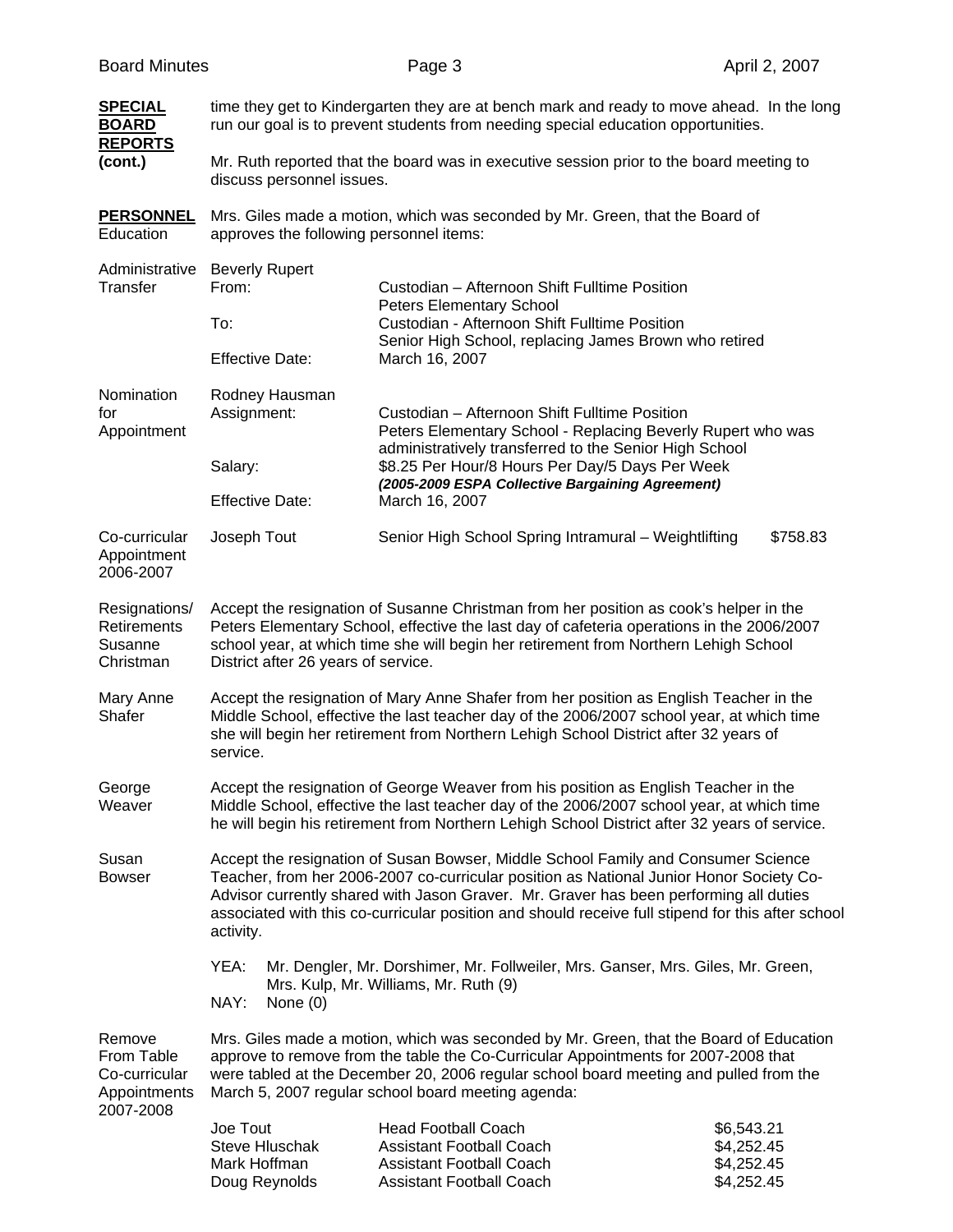**SPECIAL BOARD REPORTS (cont.)**

time they get to Kindergarten they are at bench mark and ready to move ahead. In the long run our goal is to prevent students from needing special education opportunities.

Mr. Ruth reported that the board was in executive session prior to the board meeting to discuss personnel issues.

**PERSONNEL** Education

Mrs. Giles made a motion, which was seconded by Mr. Green, that the Board of approves the following personnel items:

Administrative Transfer

Beverly Rupert

| | |
|---|---|
| From: | Custodian – Afternoon Shift Fulltime Position<br>Peters Elementary School |
| To: | Custodian - Afternoon Shift Fulltime Position<br>Senior High School, replacing James Brown who retired |
| Effective Date: | March 16, 2007 |

Nomination for Appointment

Rodney Hausman

| | |
|---|---|
| Assignment: | Custodian – Afternoon Shift Fulltime Position<br>Peters Elementary School - Replacing Beverly Rupert who was administratively transferred to the Senior High School |
| Salary: | \$8.25 Per Hour/8 Hours Per Day/5 Days Per Week<br>***(2005-2009 ESPA Collective Bargaining Agreement)*** |
| Effective Date: | March 16, 2007 |

Co-curricular Appointment 2006-2007

| | | |
|---|---|---|
| Joseph Tout | Senior High School Spring Intramural – Weightlifting | \$758.83 |

Resignations/ Retirements

Susanne Christman

Accept the resignation of Susanne Christman from her position as cook's helper in the Peters Elementary School, effective the last day of cafeteria operations in the 2006/2007 school year, at which time she will begin her retirement from Northern Lehigh School District after 26 years of service.

Mary Anne Shafer

Accept the resignation of Mary Anne Shafer from her position as English Teacher in the Middle School, effective the last teacher day of the 2006/2007 school year, at which time she will begin her retirement from Northern Lehigh School District after 32 years of service.

George Weaver

Accept the resignation of George Weaver from his position as English Teacher in the Middle School, effective the last teacher day of the 2006/2007 school year, at which time he will begin his retirement from Northern Lehigh School District after 32 years of service.

Susan Bowser

Accept the resignation of Susan Bowser, Middle School Family and Consumer Science Teacher, from her 2006-2007 co-curricular position as National Junior Honor Society Co-Advisor currently shared with Jason Graver. Mr. Graver has been performing all duties associated with this co-curricular position and should receive full stipend for this after school activity.

YEA: Mr. Dengler, Mr. Dorshimer, Mr. Follweiler, Mrs. Ganser, Mrs. Giles, Mr. Green, Mrs. Kulp, Mr. Williams, Mr. Ruth (9)
NAY: None (0)

Remove From Table Co-curricular Appointments 2007-2008

Mrs. Giles made a motion, which was seconded by Mr. Green, that the Board of Education approve to remove from the table the Co-Curricular Appointments for 2007-2008 that were tabled at the December 20, 2006 regular school board meeting and pulled from the March 5, 2007 regular school board meeting agenda:

| | | |
|---|---|---|
| Joe Tout | Head Football Coach | \$6,543.21 |
| Steve Hluschak | Assistant Football Coach | \$4,252.45 |
| Mark Hoffman | Assistant Football Coach | \$4,252.45 |
| Doug Reynolds | Assistant Football Coach | \$4,252.45 |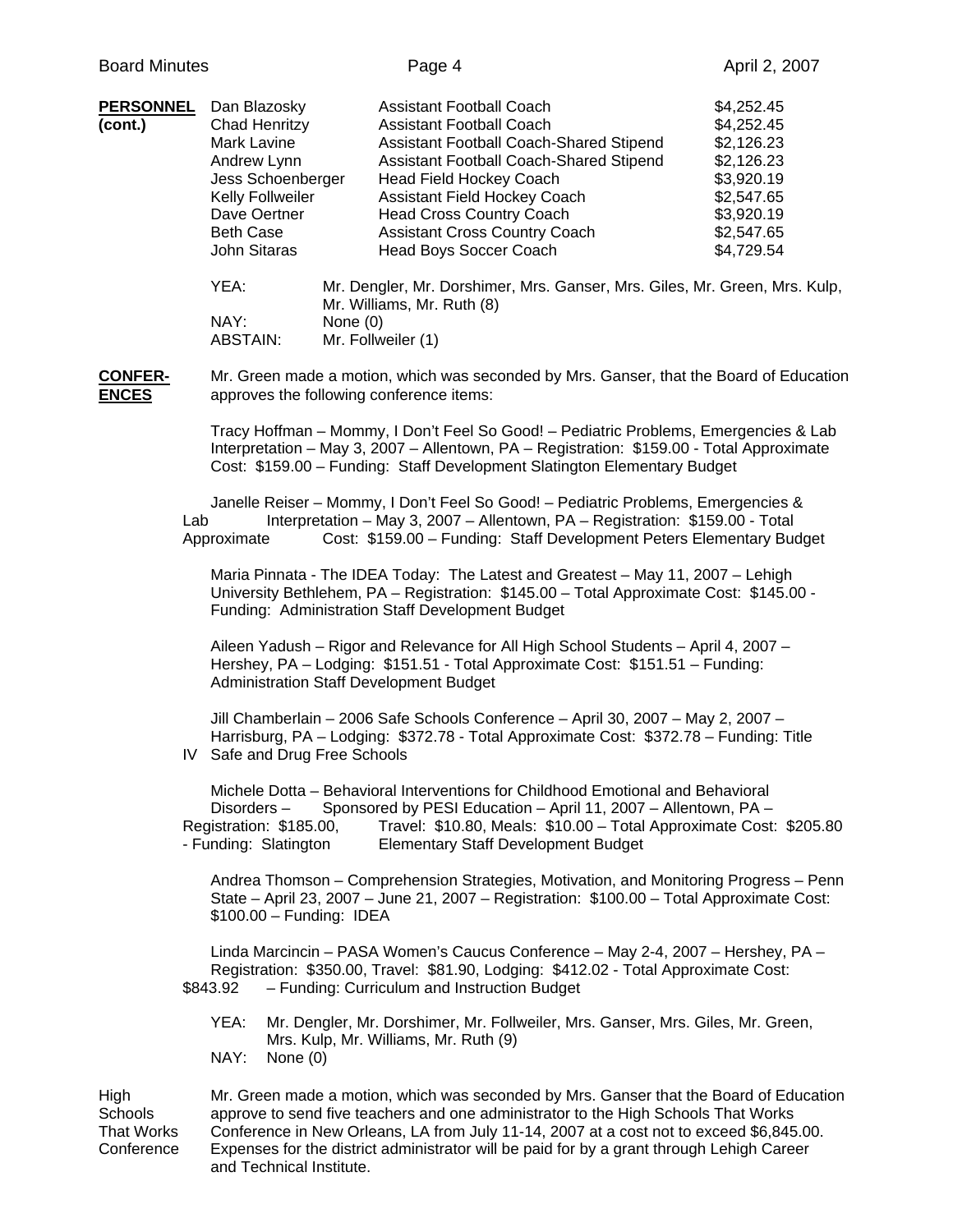**PERSONNEL (cont.)**

| Name | Position | Stipend |
|---|---|---|
| Dan Blazosky | Assistant Football Coach | $4,252.45 |
| Chad Henritzy | Assistant Football Coach | $4,252.45 |
| Mark Lavine | Assistant Football Coach-Shared Stipend | $2,126.23 |
| Andrew Lynn | Assistant Football Coach-Shared Stipend | $2,126.23 |
| Jess Schoenberger | Head Field Hockey Coach | $3,920.19 |
| Kelly Follweiler | Assistant Field Hockey Coach | $2,547.65 |
| Dave Oertner | Head Cross Country Coach | $3,920.19 |
| Beth Case | Assistant Cross Country Coach | $2,547.65 |
| John Sitaras | Head Boys Soccer Coach | $4,729.54 |

YEA: Mr. Dengler, Mr. Dorshimer, Mrs. Ganser, Mrs. Giles, Mr. Green, Mrs. Kulp, Mr. Williams, Mr. Ruth (8)
NAY: None (0)
ABSTAIN: Mr. Follweiler (1)

**CONFERENCES**

Mr. Green made a motion, which was seconded by Mrs. Ganser, that the Board of Education approves the following conference items:

Tracy Hoffman – Mommy, I Don't Feel So Good! – Pediatric Problems, Emergencies & Lab Interpretation – May 3, 2007 – Allentown, PA – Registration: $159.00 - Total Approximate Cost: $159.00 – Funding: Staff Development Slatington Elementary Budget

Janelle Reiser – Mommy, I Don't Feel So Good! – Pediatric Problems, Emergencies & Lab Interpretation – May 3, 2007 – Allentown, PA – Registration: $159.00 - Total Approximate Cost: $159.00 – Funding: Staff Development Peters Elementary Budget

Maria Pinnata - The IDEA Today: The Latest and Greatest – May 11, 2007 – Lehigh University Bethlehem, PA – Registration: $145.00 – Total Approximate Cost: $145.00 - Funding: Administration Staff Development Budget

Aileen Yadush – Rigor and Relevance for All High School Students – April 4, 2007 – Hershey, PA – Lodging: $151.51 - Total Approximate Cost: $151.51 – Funding: Administration Staff Development Budget

Jill Chamberlain – 2006 Safe Schools Conference – April 30, 2007 – May 2, 2007 – Harrisburg, PA – Lodging: $372.78 - Total Approximate Cost: $372.78 – Funding: Title IV Safe and Drug Free Schools

Michele Dotta – Behavioral Interventions for Childhood Emotional and Behavioral Disorders – Sponsored by PESI Education – April 11, 2007 – Allentown, PA – Registration: $185.00, Travel: $10.80, Meals: $10.00 – Total Approximate Cost: $205.80 - Funding: Slatington Elementary Staff Development Budget

Andrea Thomson – Comprehension Strategies, Motivation, and Monitoring Progress – Penn State – April 23, 2007 – June 21, 2007 – Registration: $100.00 – Total Approximate Cost: $100.00 – Funding: IDEA

Linda Marcincin – PASA Women's Caucus Conference – May 2-4, 2007 – Hershey, PA – Registration: $350.00, Travel: $81.90, Lodging: $412.02 - Total Approximate Cost: $843.92 – Funding: Curriculum and Instruction Budget

YEA: Mr. Dengler, Mr. Dorshimer, Mr. Follweiler, Mrs. Ganser, Mrs. Giles, Mr. Green, Mrs. Kulp, Mr. Williams, Mr. Ruth (9)
NAY: None (0)

**High Schools That Works Conference**

Mr. Green made a motion, which was seconded by Mrs. Ganser that the Board of Education approve to send five teachers and one administrator to the High Schools That Works Conference in New Orleans, LA from July 11-14, 2007 at a cost not to exceed $6,845.00. Expenses for the district administrator will be paid for by a grant through Lehigh Career and Technical Institute.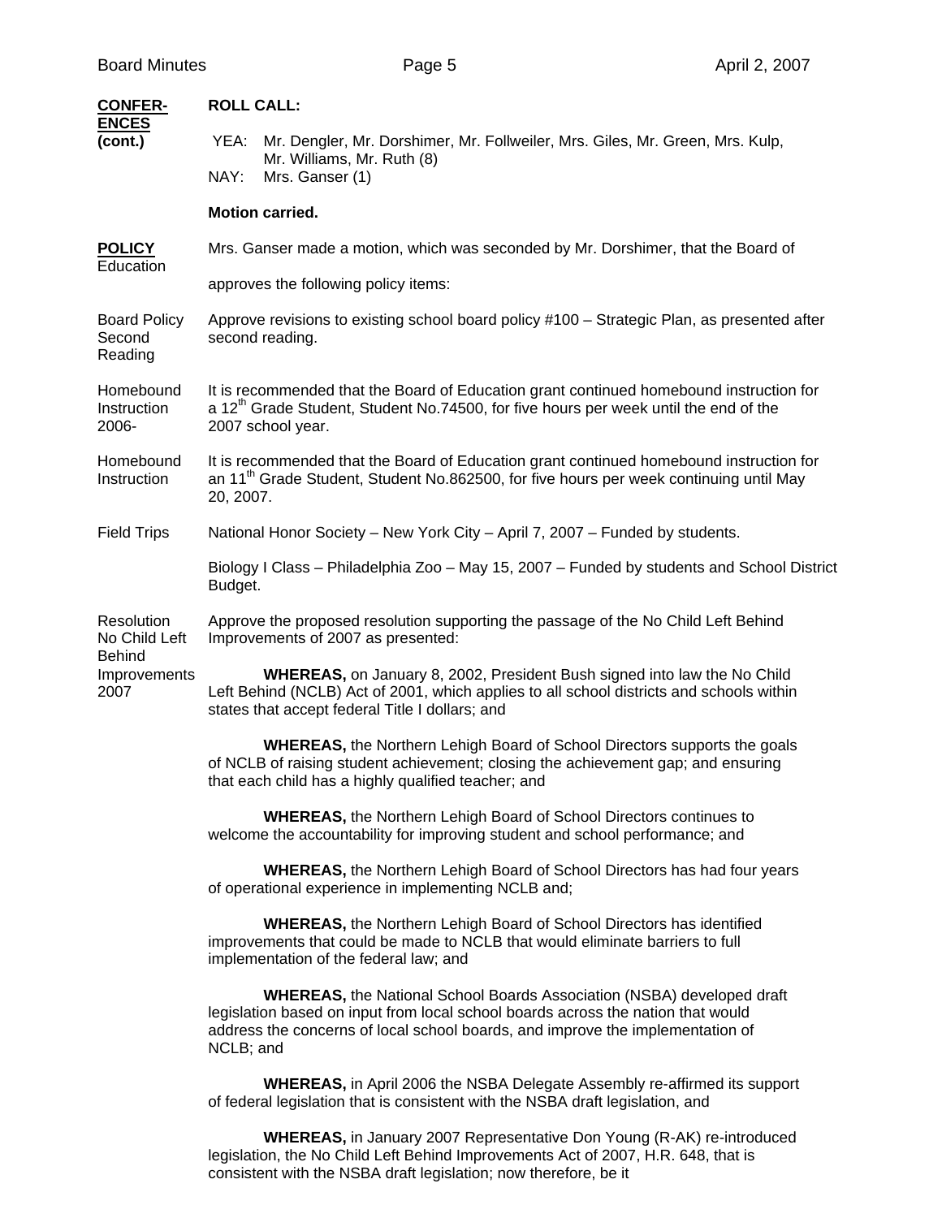**CONFERENCES (cont.)**

**ROLL CALL:**

YEA: Mr. Dengler, Mr. Dorshimer, Mr. Follweiler, Mrs. Giles, Mr. Green, Mrs. Kulp, Mr. Williams, Mr. Ruth (8)
NAY: Mrs. Ganser (1)

**Motion carried.**

**POLICY** Education

Mrs. Ganser made a motion, which was seconded by Mr. Dorshimer, that the Board of Education approves the following policy items:

Board Policy Second Reading

Approve revisions to existing school board policy #100 – Strategic Plan, as presented after second reading.

Homebound Instruction 2006-

It is recommended that the Board of Education grant continued homebound instruction for a 12th Grade Student, Student No.74500, for five hours per week until the end of the 2006-2007 school year.

Homebound Instruction

It is recommended that the Board of Education grant continued homebound instruction for an 11th Grade Student, Student No.862500, for five hours per week continuing until May 20, 2007.

Field Trips

National Honor Society – New York City – April 7, 2007 – Funded by students.

Biology I Class – Philadelphia Zoo – May 15, 2007 – Funded by students and School District Budget.

Resolution No Child Left Behind Improvements 2007

Approve the proposed resolution supporting the passage of the No Child Left Behind Improvements of 2007 as presented:

**WHEREAS,** on January 8, 2002, President Bush signed into law the No Child Left Behind (NCLB) Act of 2001, which applies to all school districts and schools within states that accept federal Title I dollars; and

**WHEREAS,** the Northern Lehigh Board of School Directors supports the goals of NCLB of raising student achievement; closing the achievement gap; and ensuring that each child has a highly qualified teacher; and

**WHEREAS,** the Northern Lehigh Board of School Directors continues to welcome the accountability for improving student and school performance; and

**WHEREAS,** the Northern Lehigh Board of School Directors has had four years of operational experience in implementing NCLB and;

**WHEREAS,** the Northern Lehigh Board of School Directors has identified improvements that could be made to NCLB that would eliminate barriers to full implementation of the federal law; and

**WHEREAS,** the National School Boards Association (NSBA) developed draft legislation based on input from local school boards across the nation that would address the concerns of local school boards, and improve the implementation of NCLB; and

**WHEREAS,** in April 2006 the NSBA Delegate Assembly re-affirmed its support of federal legislation that is consistent with the NSBA draft legislation, and

**WHEREAS,** in January 2007 Representative Don Young (R-AK) re-introduced legislation, the No Child Left Behind Improvements Act of 2007, H.R. 648, that is consistent with the NSBA draft legislation; now therefore, be it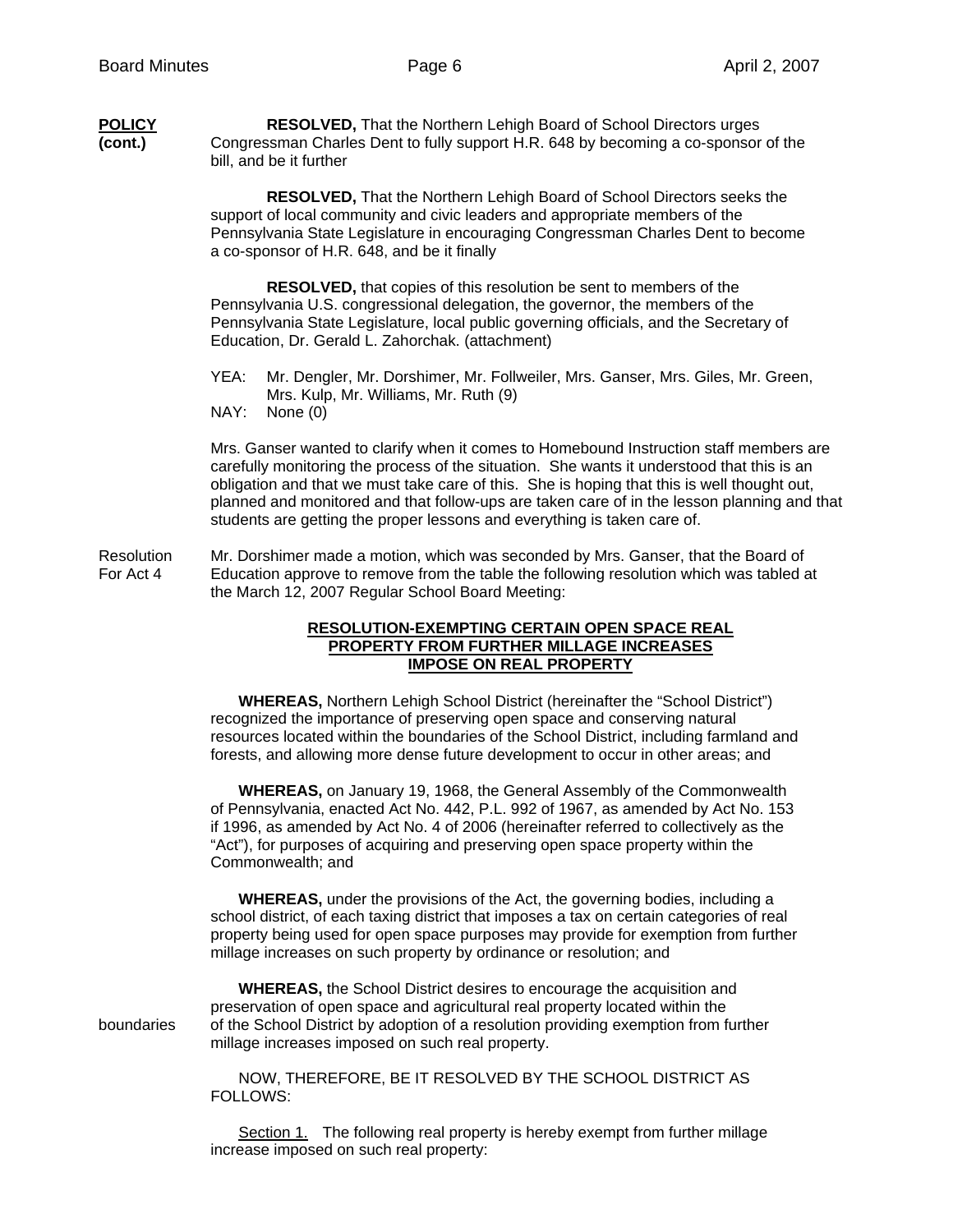**POLICY (cont.)**

**RESOLVED,** That the Northern Lehigh Board of School Directors urges Congressman Charles Dent to fully support H.R. 648 by becoming a co-sponsor of the bill, and be it further

**RESOLVED,** That the Northern Lehigh Board of School Directors seeks the support of local community and civic leaders and appropriate members of the Pennsylvania State Legislature in encouraging Congressman Charles Dent to become a co-sponsor of H.R. 648, and be it finally

**RESOLVED,** that copies of this resolution be sent to members of the Pennsylvania U.S. congressional delegation, the governor, the members of the Pennsylvania State Legislature, local public governing officials, and the Secretary of Education, Dr. Gerald L. Zahorchak. (attachment)

YEA: Mr. Dengler, Mr. Dorshimer, Mr. Follweiler, Mrs. Ganser, Mrs. Giles, Mr. Green, Mrs. Kulp, Mr. Williams, Mr. Ruth (9)
NAY: None (0)

Mrs. Ganser wanted to clarify when it comes to Homebound Instruction staff members are carefully monitoring the process of the situation. She wants it understood that this is an obligation and that we must take care of this. She is hoping that this is well thought out, planned and monitored and that follow-ups are taken care of in the lesson planning and that students are getting the proper lessons and everything is taken care of.

Resolution For Act 4

Mr. Dorshimer made a motion, which was seconded by Mrs. Ganser, that the Board of Education approve to remove from the table the following resolution which was tabled at the March 12, 2007 Regular School Board Meeting:

**RESOLUTION-EXEMPTING CERTAIN OPEN SPACE REAL PROPERTY FROM FURTHER MILLAGE INCREASES IMPOSE ON REAL PROPERTY**

**WHEREAS,** Northern Lehigh School District (hereinafter the "School District") recognized the importance of preserving open space and conserving natural resources located within the boundaries of the School District, including farmland and forests, and allowing more dense future development to occur in other areas; and

**WHEREAS,** on January 19, 1968, the General Assembly of the Commonwealth of Pennsylvania, enacted Act No. 442, P.L. 992 of 1967, as amended by Act No. 153 if 1996, as amended by Act No. 4 of 2006 (hereinafter referred to collectively as the "Act"), for purposes of acquiring and preserving open space property within the Commonwealth; and

**WHEREAS,** under the provisions of the Act, the governing bodies, including a school district, of each taxing district that imposes a tax on certain categories of real property being used for open space purposes may provide for exemption from further millage increases on such property by ordinance or resolution; and

**WHEREAS,** the School District desires to encourage the acquisition and preservation of open space and agricultural real property located within the boundaries of the School District by adoption of a resolution providing exemption from further millage increases imposed on such real property.

NOW, THEREFORE, BE IT RESOLVED BY THE SCHOOL DISTRICT AS FOLLOWS:

Section 1. The following real property is hereby exempt from further millage increase imposed on such real property: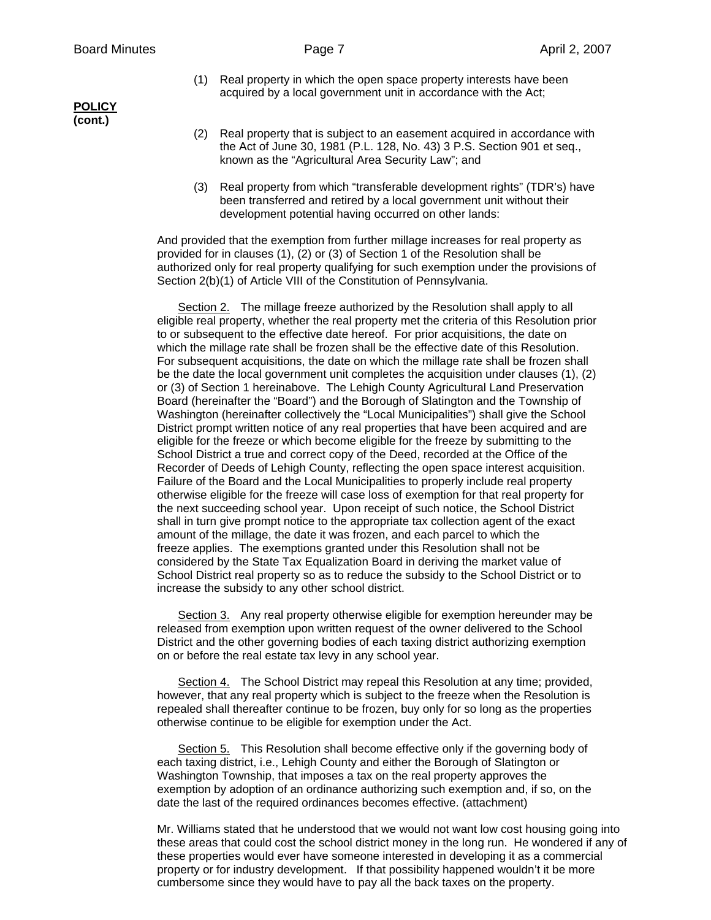**POLICY (cont.)**

(1) Real property in which the open space property interests have been acquired by a local government unit in accordance with the Act;

(2) Real property that is subject to an easement acquired in accordance with the Act of June 30, 1981 (P.L. 128, No. 43) 3 P.S. Section 901 et seq., known as the "Agricultural Area Security Law"; and

(3) Real property from which "transferable development rights" (TDR's) have been transferred and retired by a local government unit without their development potential having occurred on other lands:

And provided that the exemption from further millage increases for real property as provided for in clauses (1), (2) or (3) of Section 1 of the Resolution shall be authorized only for real property qualifying for such exemption under the provisions of Section 2(b)(1) of Article VIII of the Constitution of Pennsylvania.

Section 2. The millage freeze authorized by the Resolution shall apply to all eligible real property, whether the real property met the criteria of this Resolution prior to or subsequent to the effective date hereof. For prior acquisitions, the date on which the millage rate shall be frozen shall be the effective date of this Resolution. For subsequent acquisitions, the date on which the millage rate shall be frozen shall be the date the local government unit completes the acquisition under clauses (1), (2) or (3) of Section 1 hereinabove. The Lehigh County Agricultural Land Preservation Board (hereinafter the "Board") and the Borough of Slatington and the Township of Washington (hereinafter collectively the "Local Municipalities") shall give the School District prompt written notice of any real properties that have been acquired and are eligible for the freeze or which become eligible for the freeze by submitting to the School District a true and correct copy of the Deed, recorded at the Office of the Recorder of Deeds of Lehigh County, reflecting the open space interest acquisition. Failure of the Board and the Local Municipalities to properly include real property otherwise eligible for the freeze will case loss of exemption for that real property for the next succeeding school year. Upon receipt of such notice, the School District shall in turn give prompt notice to the appropriate tax collection agent of the exact amount of the millage, the date it was frozen, and each parcel to which the freeze applies. The exemptions granted under this Resolution shall not be considered by the State Tax Equalization Board in deriving the market value of School District real property so as to reduce the subsidy to the School District or to increase the subsidy to any other school district.

Section 3. Any real property otherwise eligible for exemption hereunder may be released from exemption upon written request of the owner delivered to the School District and the other governing bodies of each taxing district authorizing exemption on or before the real estate tax levy in any school year.

Section 4. The School District may repeal this Resolution at any time; provided, however, that any real property which is subject to the freeze when the Resolution is repealed shall thereafter continue to be frozen, buy only for so long as the properties otherwise continue to be eligible for exemption under the Act.

Section 5. This Resolution shall become effective only if the governing body of each taxing district, i.e., Lehigh County and either the Borough of Slatington or Washington Township, that imposes a tax on the real property approves the exemption by adoption of an ordinance authorizing such exemption and, if so, on the date the last of the required ordinances becomes effective. (attachment)

Mr. Williams stated that he understood that we would not want low cost housing going into these areas that could cost the school district money in the long run. He wondered if any of these properties would ever have someone interested in developing it as a commercial property or for industry development. If that possibility happened wouldn't it be more cumbersome since they would have to pay all the back taxes on the property.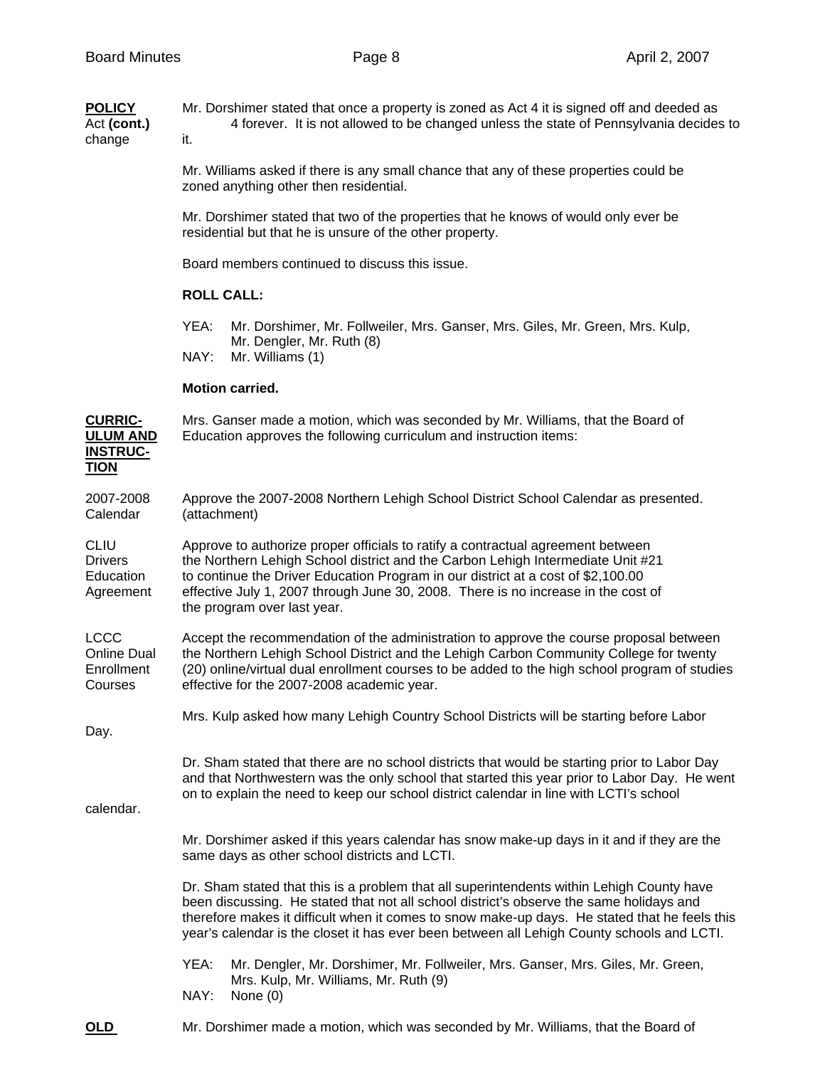**POLICY Act (cont.) change**

Mr. Dorshimer stated that once a property is zoned as Act 4 it is signed off and deeded as 4 forever. It is not allowed to be changed unless the state of Pennsylvania decides to it.

Mr. Williams asked if there is any small chance that any of these properties could be zoned anything other then residential.

Mr. Dorshimer stated that two of the properties that he knows of would only ever be residential but that he is unsure of the other property.

Board members continued to discuss this issue.

**ROLL CALL:**

YEA: Mr. Dorshimer, Mr. Follweiler, Mrs. Ganser, Mrs. Giles, Mr. Green, Mrs. Kulp, Mr. Dengler, Mr. Ruth (8)
NAY: Mr. Williams (1)

**Motion carried.**

**CURRICULUM AND INSTRUCTION**

Mrs. Ganser made a motion, which was seconded by Mr. Williams, that the Board of Education approves the following curriculum and instruction items:

2007-2008 Calendar

Approve the 2007-2008 Northern Lehigh School District School Calendar as presented. (attachment)

CLIU Drivers Education Agreement

Approve to authorize proper officials to ratify a contractual agreement between the Northern Lehigh School district and the Carbon Lehigh Intermediate Unit #21 to continue the Driver Education Program in our district at a cost of $2,100.00 effective July 1, 2007 through June 30, 2008. There is no increase in the cost of the program over last year.

LCCC Online Dual Enrollment Courses

Accept the recommendation of the administration to approve the course proposal between the Northern Lehigh School District and the Lehigh Carbon Community College for twenty (20) online/virtual dual enrollment courses to be added to the high school program of studies effective for the 2007-2008 academic year.

Mrs. Kulp asked how many Lehigh Country School Districts will be starting before Labor Day.

Dr. Sham stated that there are no school districts that would be starting prior to Labor Day and that Northwestern was the only school that started this year prior to Labor Day. He went on to explain the need to keep our school district calendar in line with LCTI's school calendar.

Mr. Dorshimer asked if this years calendar has snow make-up days in it and if they are the same days as other school districts and LCTI.

Dr. Sham stated that this is a problem that all superintendents within Lehigh County have been discussing. He stated that not all school district's observe the same holidays and therefore makes it difficult when it comes to snow make-up days. He stated that he feels this year's calendar is the closet it has ever been between all Lehigh County schools and LCTI.

YEA: Mr. Dengler, Mr. Dorshimer, Mr. Follweiler, Mrs. Ganser, Mrs. Giles, Mr. Green, Mrs. Kulp, Mr. Williams, Mr. Ruth (9)
NAY: None (0)

**OLD**

Mr. Dorshimer made a motion, which was seconded by Mr. Williams, that the Board of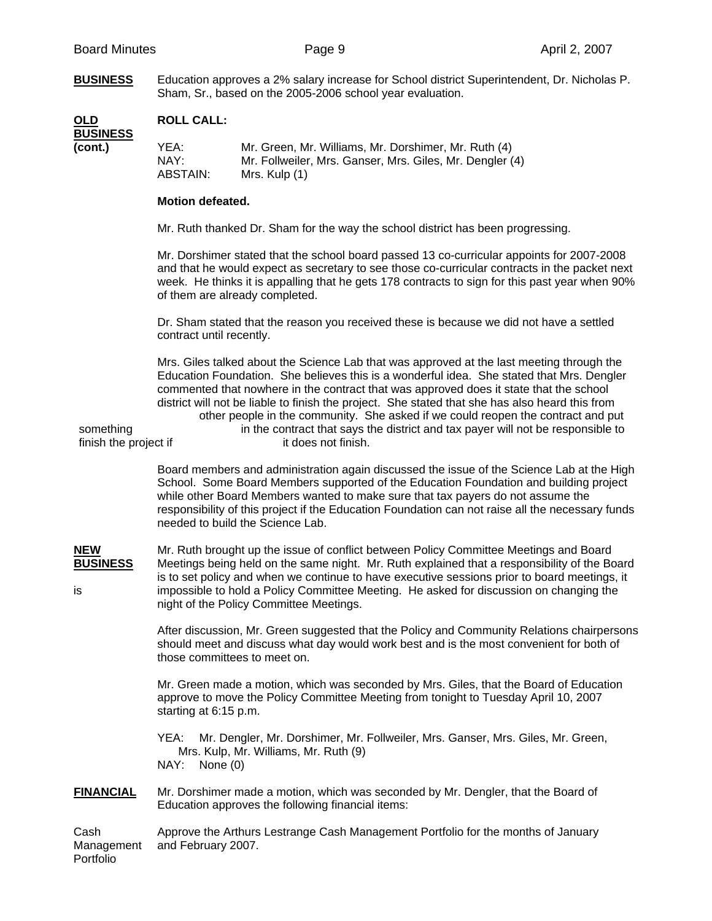**BUSINESS** Education approves a 2% salary increase for School district Superintendent, Dr. Nicholas P. Sham, Sr., based on the 2005-2006 school year evaluation.

**OLD BUSINESS (cont.)**

**ROLL CALL:**

YEA: Mr. Green, Mr. Williams, Mr. Dorshimer, Mr. Ruth (4)
NAY: Mr. Follweiler, Mrs. Ganser, Mrs. Giles, Mr. Dengler (4)
ABSTAIN: Mrs. Kulp (1)

**Motion defeated.**

Mr. Ruth thanked Dr. Sham for the way the school district has been progressing.

Mr. Dorshimer stated that the school board passed 13 co-curricular appoints for 2007-2008 and that he would expect as secretary to see those co-curricular contracts in the packet next week. He thinks it is appalling that he gets 178 contracts to sign for this past year when 90% of them are already completed.

Dr. Sham stated that the reason you received these is because we did not have a settled contract until recently.

Mrs. Giles talked about the Science Lab that was approved at the last meeting through the Education Foundation. She believes this is a wonderful idea. She stated that Mrs. Dengler commented that nowhere in the contract that was approved does it state that the school district will not be liable to finish the project. She stated that she has also heard this from other people in the community. She asked if we could reopen the contract and put something in the contract that says the district and tax payer will not be responsible to finish the project if it does not finish.

Board members and administration again discussed the issue of the Science Lab at the High School. Some Board Members supported of the Education Foundation and building project while other Board Members wanted to make sure that tax payers do not assume the responsibility of this project if the Education Foundation can not raise all the necessary funds needed to build the Science Lab.

**NEW BUSINESS**

Mr. Ruth brought up the issue of conflict between Policy Committee Meetings and Board Meetings being held on the same night. Mr. Ruth explained that a responsibility of the Board is to set policy and when we continue to have executive sessions prior to board meetings, it is impossible to hold a Policy Committee Meeting. He asked for discussion on changing the night of the Policy Committee Meetings.

After discussion, Mr. Green suggested that the Policy and Community Relations chairpersons should meet and discuss what day would work best and is the most convenient for both of those committees to meet on.

Mr. Green made a motion, which was seconded by Mrs. Giles, that the Board of Education approve to move the Policy Committee Meeting from tonight to Tuesday April 10, 2007 starting at 6:15 p.m.

YEA: Mr. Dengler, Mr. Dorshimer, Mr. Follweiler, Mrs. Ganser, Mrs. Giles, Mr. Green, Mrs. Kulp, Mr. Williams, Mr. Ruth (9)
NAY: None (0)

**FINANCIAL** Mr. Dorshimer made a motion, which was seconded by Mr. Dengler, that the Board of Education approves the following financial items:

Cash Management Portfolio

Approve the Arthurs Lestrange Cash Management Portfolio for the months of January and February 2007.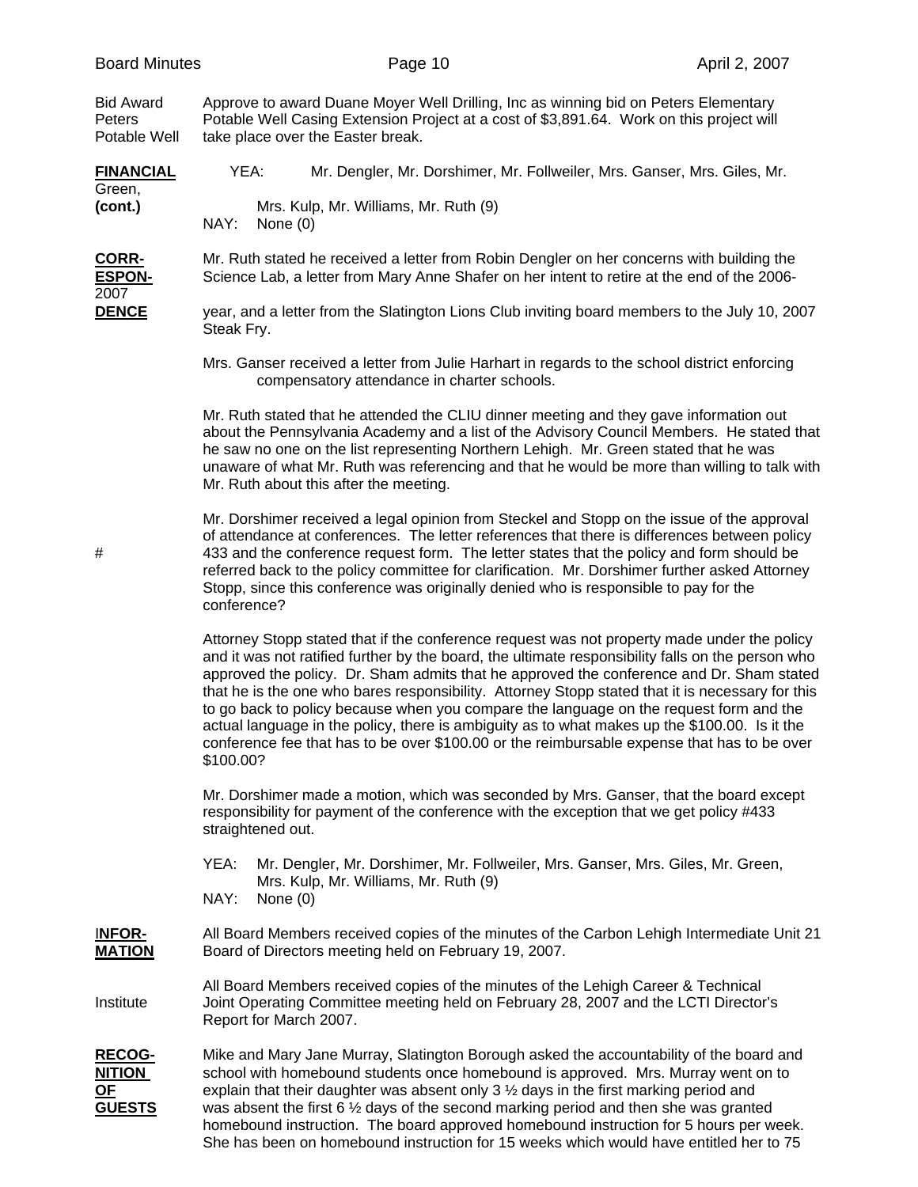Bid Award Peters Potable Well — Approve to award Duane Moyer Well Drilling, Inc as winning bid on Peters Elementary Potable Well Casing Extension Project at a cost of $3,891.64. Work on this project will take place over the Easter break.

**FINANCIAL (cont.)**

YEA: Mr. Dengler, Mr. Dorshimer, Mr. Follweiler, Mrs. Ganser, Mrs. Giles, Mr. Green, Mrs. Kulp, Mr. Williams, Mr. Ruth (9)
NAY: None (0)

**CORRESPONDENCE**

Mr. Ruth stated he received a letter from Robin Dengler on her concerns with building the Science Lab, a letter from Mary Anne Shafer on her intent to retire at the end of the 2006-2007 year, and a letter from the Slatington Lions Club inviting board members to the July 10, 2007 Steak Fry.

Mrs. Ganser received a letter from Julie Harhart in regards to the school district enforcing compensatory attendance in charter schools.

Mr. Ruth stated that he attended the CLIU dinner meeting and they gave information out about the Pennsylvania Academy and a list of the Advisory Council Members. He stated that he saw no one on the list representing Northern Lehigh. Mr. Green stated that he was unaware of what Mr. Ruth was referencing and that he would be more than willing to talk with Mr. Ruth about this after the meeting.

# Mr. Dorshimer received a legal opinion from Steckel and Stopp on the issue of the approval of attendance at conferences. The letter references that there is differences between policy 433 and the conference request form. The letter states that the policy and form should be referred back to the policy committee for clarification. Mr. Dorshimer further asked Attorney Stopp, since this conference was originally denied who is responsible to pay for the conference?

Attorney Stopp stated that if the conference request was not property made under the policy and it was not ratified further by the board, the ultimate responsibility falls on the person who approved the policy. Dr. Sham admits that he approved the conference and Dr. Sham stated that he is the one who bares responsibility. Attorney Stopp stated that it is necessary for this to go back to policy because when you compare the language on the request form and the actual language in the policy, there is ambiguity as to what makes up the $100.00. Is it the conference fee that has to be over $100.00 or the reimbursable expense that has to be over $100.00?

Mr. Dorshimer made a motion, which was seconded by Mrs. Ganser, that the board except responsibility for payment of the conference with the exception that we get policy #433 straightened out.

YEA: Mr. Dengler, Mr. Dorshimer, Mr. Follweiler, Mrs. Ganser, Mrs. Giles, Mr. Green, Mrs. Kulp, Mr. Williams, Mr. Ruth (9)
NAY: None (0)

**INFORMATION**

All Board Members received copies of the minutes of the Carbon Lehigh Intermediate Unit 21 Board of Directors meeting held on February 19, 2007.

Institute — All Board Members received copies of the minutes of the Lehigh Career & Technical Institute Joint Operating Committee meeting held on February 28, 2007 and the LCTI Director's Report for March 2007.

**RECOGNITION OF GUESTS**

Mike and Mary Jane Murray, Slatington Borough asked the accountability of the board and school with homebound students once homebound is approved. Mrs. Murray went on to explain that their daughter was absent only 3 ½ days in the first marking period and was absent the first 6 ½ days of the second marking period and then she was granted homebound instruction. The board approved homebound instruction for 5 hours per week. She has been on homebound instruction for 15 weeks which would have entitled her to 75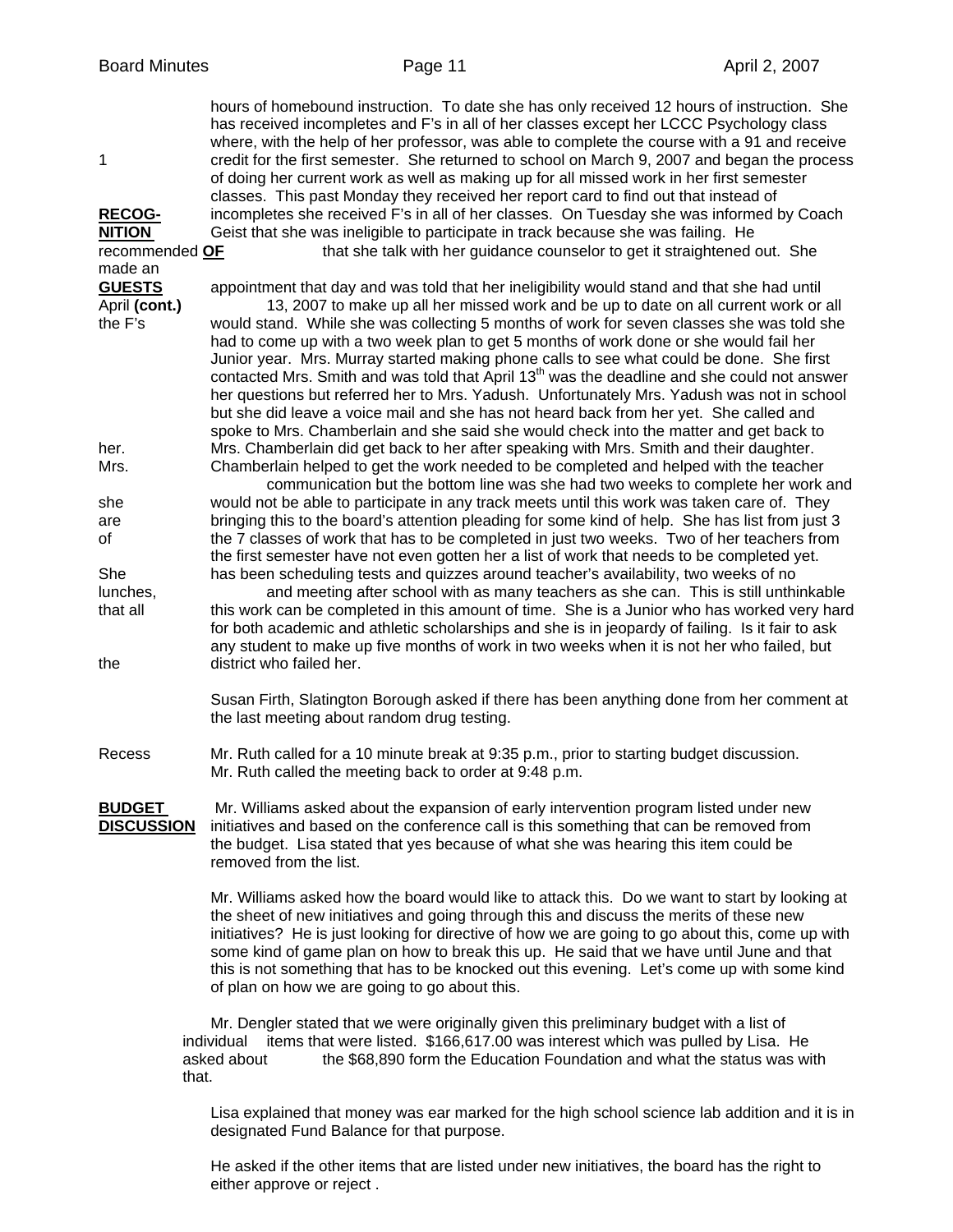**RECOGNITION OF GUESTS (cont.)**

hours of homebound instruction. To date she has only received 12 hours of instruction. She has received incompletes and F's in all of her classes except her LCCC Psychology class where, with the help of her professor, was able to complete the course with a 91 and receive credit for the first semester. She returned to school on March 9, 2007 and began the process of doing her current work as well as making up for all missed work in her first semester classes. This past Monday they received her report card to find out that instead of incompletes she received F's in all of her classes. On Tuesday she was informed by Coach Geist that she was ineligible to participate in track because she was failing. He recommended that she talk with her guidance counselor to get it straightened out. She made an appointment that day and was told that her ineligibility would stand and that she had until April 13, 2007 to make up all her missed work and be up to date on all current work or all the F's would stand. While she was collecting 5 months of work for seven classes she was told she had to come up with a two week plan to get 5 months of work done or she would fail her Junior year. Mrs. Murray started making phone calls to see what could be done. She first contacted Mrs. Smith and was told that April 13th was the deadline and she could not answer her questions but referred her to Mrs. Yadush. Unfortunately Mrs. Yadush was not in school but she did leave a voice mail and she has not heard back from her yet. She called and spoke to Mrs. Chamberlain and she said she would check into the matter and get back to her. Mrs. Chamberlain did get back to her after speaking with Mrs. Smith and their daughter. Mrs. Chamberlain helped to get the work needed to be completed and helped with the teacher communication but the bottom line was she had two weeks to complete her work and she would not be able to participate in any track meets until this work was taken care of. They are bringing this to the board's attention pleading for some kind of help. She has list from just 3 of the 7 classes of work that has to be completed in just two weeks. Two of her teachers from the first semester have not even gotten her a list of work that needs to be completed yet. She has been scheduling tests and quizzes around teacher's availability, two weeks of no lunches, and meeting after school with as many teachers as she can. This is still unthinkable that all this work can be completed in this amount of time. She is a Junior who has worked very hard for both academic and athletic scholarships and she is in jeopardy of failing. Is it fair to ask any student to make up five months of work in two weeks when it is not her who failed, but the district who failed her.

Susan Firth, Slatington Borough asked if there has been anything done from her comment at the last meeting about random drug testing.

**Recess** Mr. Ruth called for a 10 minute break at 9:35 p.m., prior to starting budget discussion. Mr. Ruth called the meeting back to order at 9:48 p.m.

**BUDGET DISCUSSION**

Mr. Williams asked about the expansion of early intervention program listed under new initiatives and based on the conference call is this something that can be removed from the budget. Lisa stated that yes because of what she was hearing this item could be removed from the list.

Mr. Williams asked how the board would like to attack this. Do we want to start by looking at the sheet of new initiatives and going through this and discuss the merits of these new initiatives? He is just looking for directive of how we are going to go about this, come up with some kind of game plan on how to break this up. He said that we have until June and that this is not something that has to be knocked out this evening. Let's come up with some kind of plan on how we are going to go about this.

Mr. Dengler stated that we were originally given this preliminary budget with a list of individual items that were listed. $166,617.00 was interest which was pulled by Lisa. He asked about the $68,890 form the Education Foundation and what the status was with that.

Lisa explained that money was ear marked for the high school science lab addition and it is in designated Fund Balance for that purpose.

He asked if the other items that are listed under new initiatives, the board has the right to either approve or reject .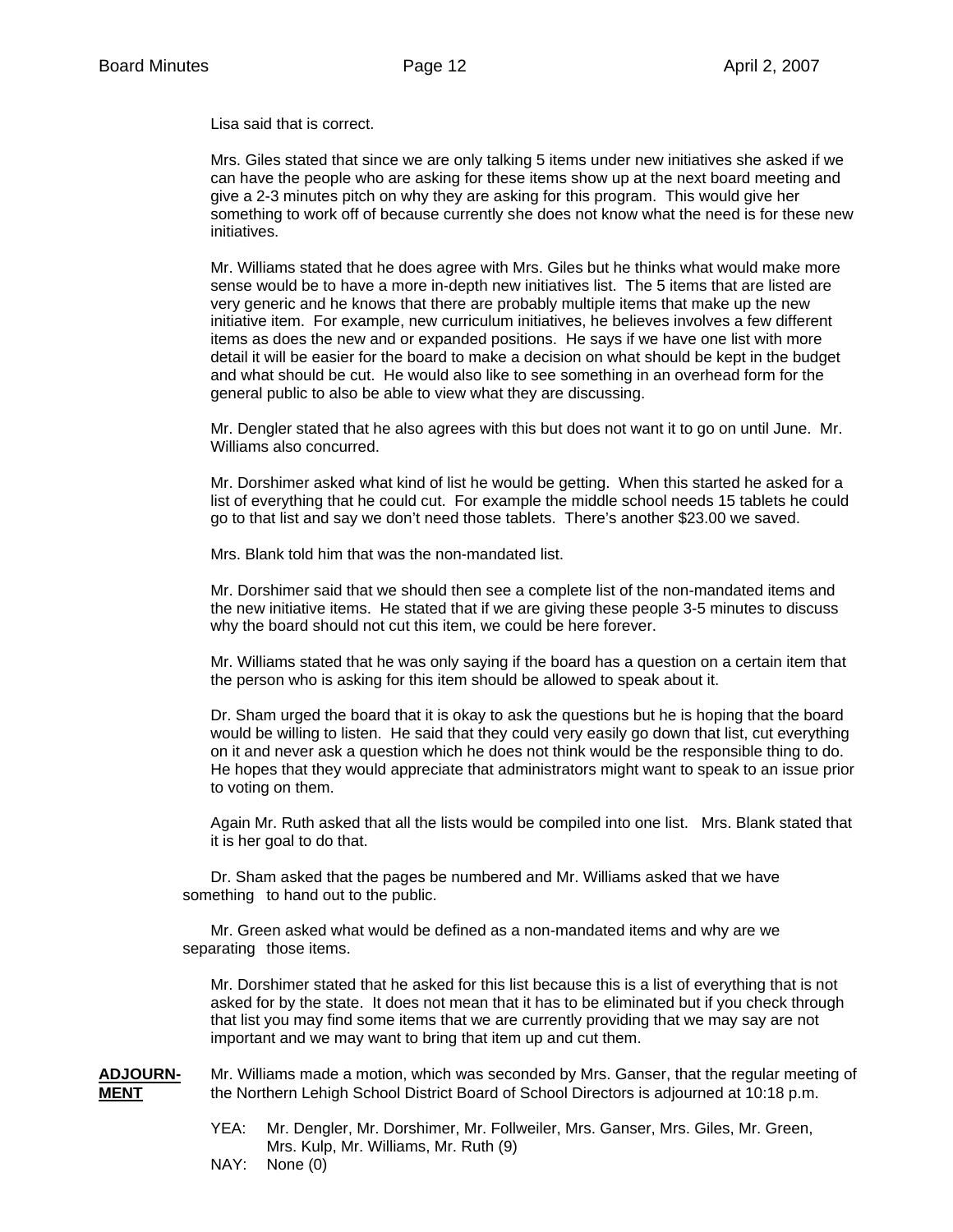Lisa said that is correct.

Mrs. Giles stated that since we are only talking 5 items under new initiatives she asked if we can have the people who are asking for these items show up at the next board meeting and give a 2-3 minutes pitch on why they are asking for this program. This would give her something to work off of because currently she does not know what the need is for these new initiatives.

Mr. Williams stated that he does agree with Mrs. Giles but he thinks what would make more sense would be to have a more in-depth new initiatives list. The 5 items that are listed are very generic and he knows that there are probably multiple items that make up the new initiative item. For example, new curriculum initiatives, he believes involves a few different items as does the new and or expanded positions. He says if we have one list with more detail it will be easier for the board to make a decision on what should be kept in the budget and what should be cut. He would also like to see something in an overhead form for the general public to also be able to view what they are discussing.

Mr. Dengler stated that he also agrees with this but does not want it to go on until June. Mr. Williams also concurred.

Mr. Dorshimer asked what kind of list he would be getting. When this started he asked for a list of everything that he could cut. For example the middle school needs 15 tablets he could go to that list and say we don't need those tablets. There's another $23.00 we saved.

Mrs. Blank told him that was the non-mandated list.

Mr. Dorshimer said that we should then see a complete list of the non-mandated items and the new initiative items. He stated that if we are giving these people 3-5 minutes to discuss why the board should not cut this item, we could be here forever.

Mr. Williams stated that he was only saying if the board has a question on a certain item that the person who is asking for this item should be allowed to speak about it.

Dr. Sham urged the board that it is okay to ask the questions but he is hoping that the board would be willing to listen. He said that they could very easily go down that list, cut everything on it and never ask a question which he does not think would be the responsible thing to do. He hopes that they would appreciate that administrators might want to speak to an issue prior to voting on them.

Again Mr. Ruth asked that all the lists would be compiled into one list. Mrs. Blank stated that it is her goal to do that.

Dr. Sham asked that the pages be numbered and Mr. Williams asked that we have something to hand out to the public.

Mr. Green asked what would be defined as a non-mandated items and why are we separating those items.

Mr. Dorshimer stated that he asked for this list because this is a list of everything that is not asked for by the state. It does not mean that it has to be eliminated but if you check through that list you may find some items that we are currently providing that we may say are not important and we may want to bring that item up and cut them.

**ADJOURNMENT**

Mr. Williams made a motion, which was seconded by Mrs. Ganser, that the regular meeting of the Northern Lehigh School District Board of School Directors is adjourned at 10:18 p.m.

YEA: Mr. Dengler, Mr. Dorshimer, Mr. Follweiler, Mrs. Ganser, Mrs. Giles, Mr. Green, Mrs. Kulp, Mr. Williams, Mr. Ruth (9)

NAY: None (0)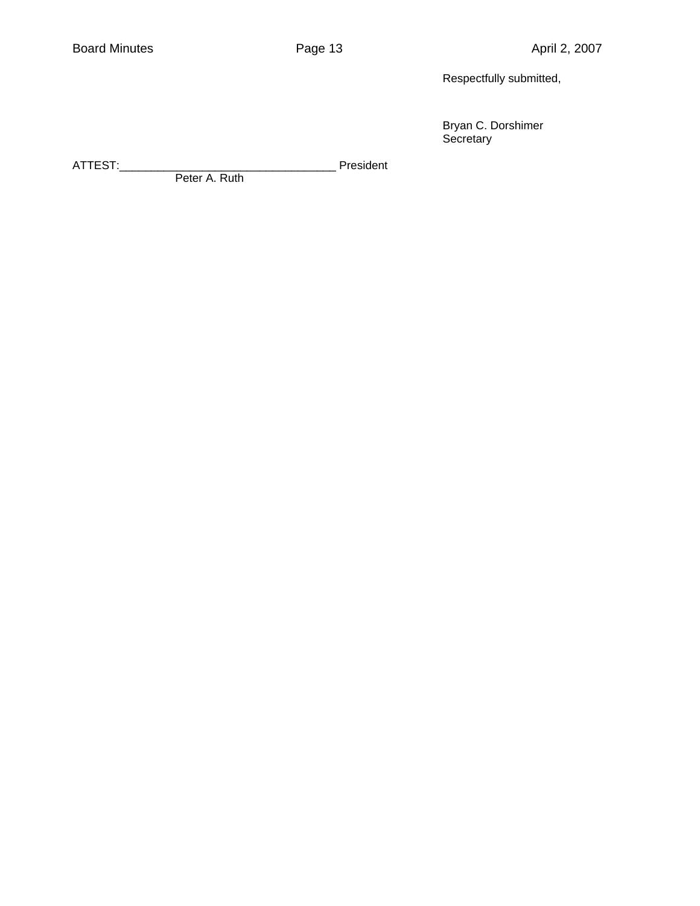Respectfully submitted,

Bryan C. Dorshimer
Secretary

ATTEST:_________________________________ President
Peter A. Ruth